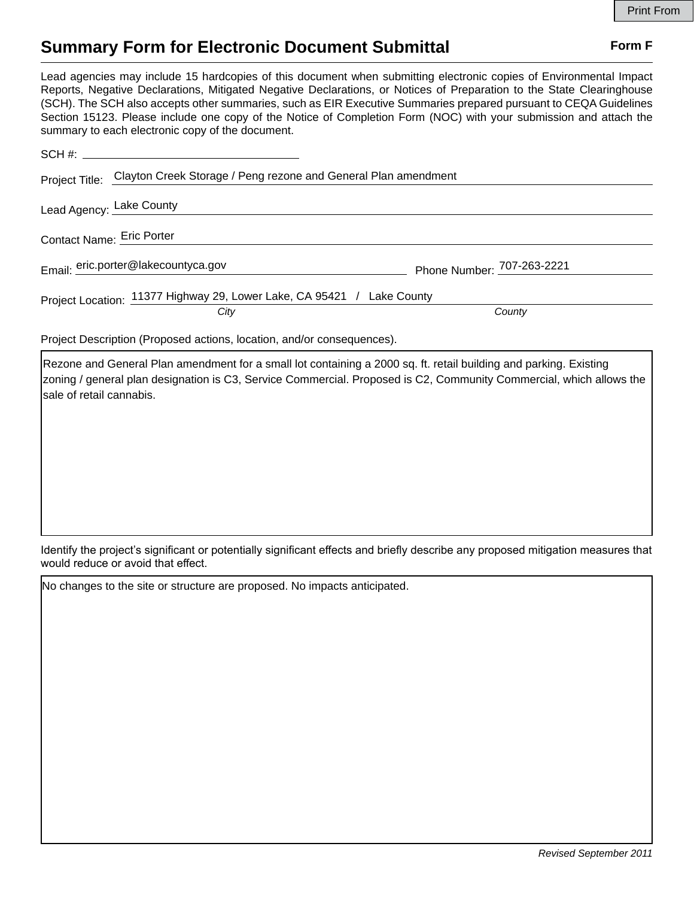Print From

# Summary Form for Electronic Document Submittal

**Form F**

Lead agencies may include 15 hardcopies of this document when submitting electronic copies of Environmental Impact Reports, Negative Declarations, Mitigated Negative Declarations, or Notices of Preparation to the State Clearinghouse (SCH). The SCH also accepts other summaries, such as EIR Executive Summaries prepared pursuant to CEQA Guidelines Section 15123. Please include one copy of the Notice of Completion Form (NOC) with your submission and attach the summary to each electronic copy of the document.

SCH #: ____________________

Project Title: Clayton Creek Storage / Peng rezone and General Plan amendment

Lead Agency: Lake County

Contact Name: Eric Porter

Email: eric.porter@lakecountyca.gov Phone Number: 707-263-2221

Project Location: 11377 Highway 29, Lower Lake, CA 95421 / Lake County
*City* *County*

Project Description (Proposed actions, location, and/or consequences).

> Rezone and General Plan amendment for a small lot containing a 2000 sq. ft. retail building and parking. Existing zoning / general plan designation is C3, Service Commercial. Proposed is C2, Community Commercial, which allows the sale of retail cannabis.

Identify the project's significant or potentially significant effects and briefly describe any proposed mitigation measures that would reduce or avoid that effect.

> No changes to the site or structure are proposed. No impacts anticipated.

*Revised September 2011*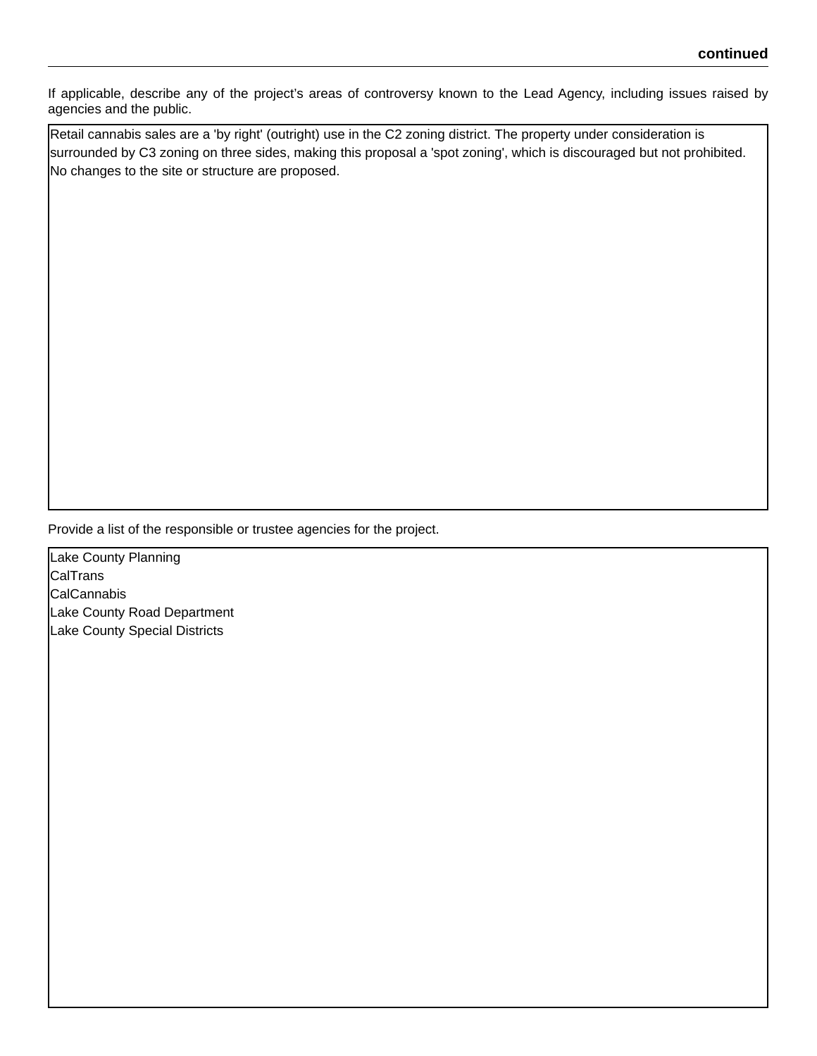**continued**

If applicable, describe any of the project's areas of controversy known to the Lead Agency, including issues raised by agencies and the public.

Retail cannabis sales are a 'by right' (outright) use in the C2 zoning district. The property under consideration is surrounded by C3 zoning on three sides, making this proposal a 'spot zoning', which is discouraged but not prohibited. No changes to the site or structure are proposed.

Provide a list of the responsible or trustee agencies for the project.

Lake County Planning
CalTrans
CalCannabis
Lake County Road Department
Lake County Special Districts